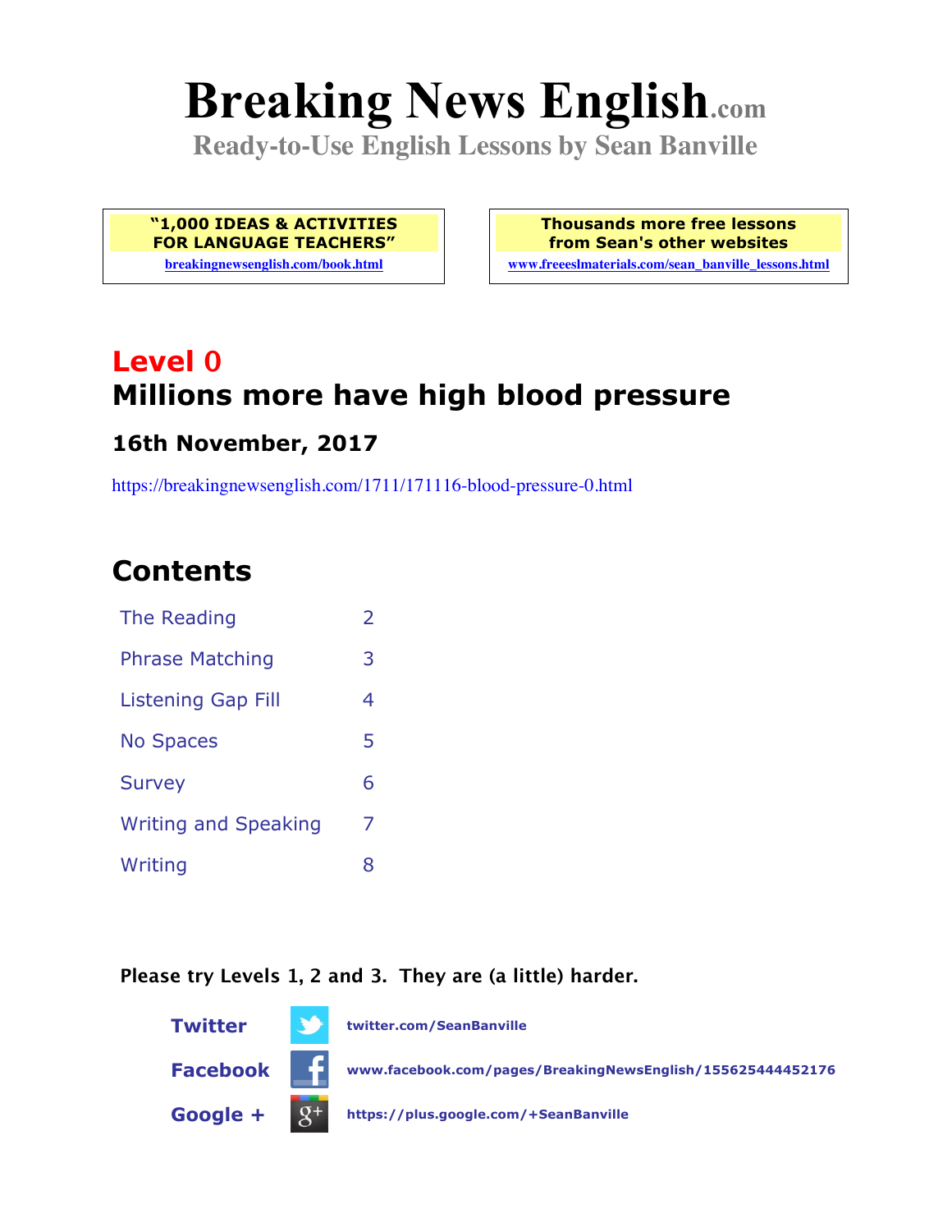# Breaking News English.com

**Ready-to-Use English Lessons by Sean Banville**

**"1,000 IDEAS & ACTIVITIES FOR LANGUAGE TEACHERS"**
breakingnewsenglish.com/book.html

**Thousands more free lessons from Sean's other websites**
www.freeeslmaterials.com/sean_banville_lessons.html

## Level 0
## Millions more have high blood pressure

### 16th November, 2017

https://breakingnewsenglish.com/1711/171116-blood-pressure-0.html

## Contents

| | |
|---|---|
| The Reading | 2 |
| Phrase Matching | 3 |
| Listening Gap Fill | 4 |
| No Spaces | 5 |
| Survey | 6 |
| Writing and Speaking | 7 |
| Writing | 8 |

**Please try Levels 1, 2 and 3. They are (a little) harder.**

**Twitter** twitter.com/SeanBanville

**Facebook** www.facebook.com/pages/BreakingNewsEnglish/155625444452176

**Google +** https://plus.google.com/+SeanBanville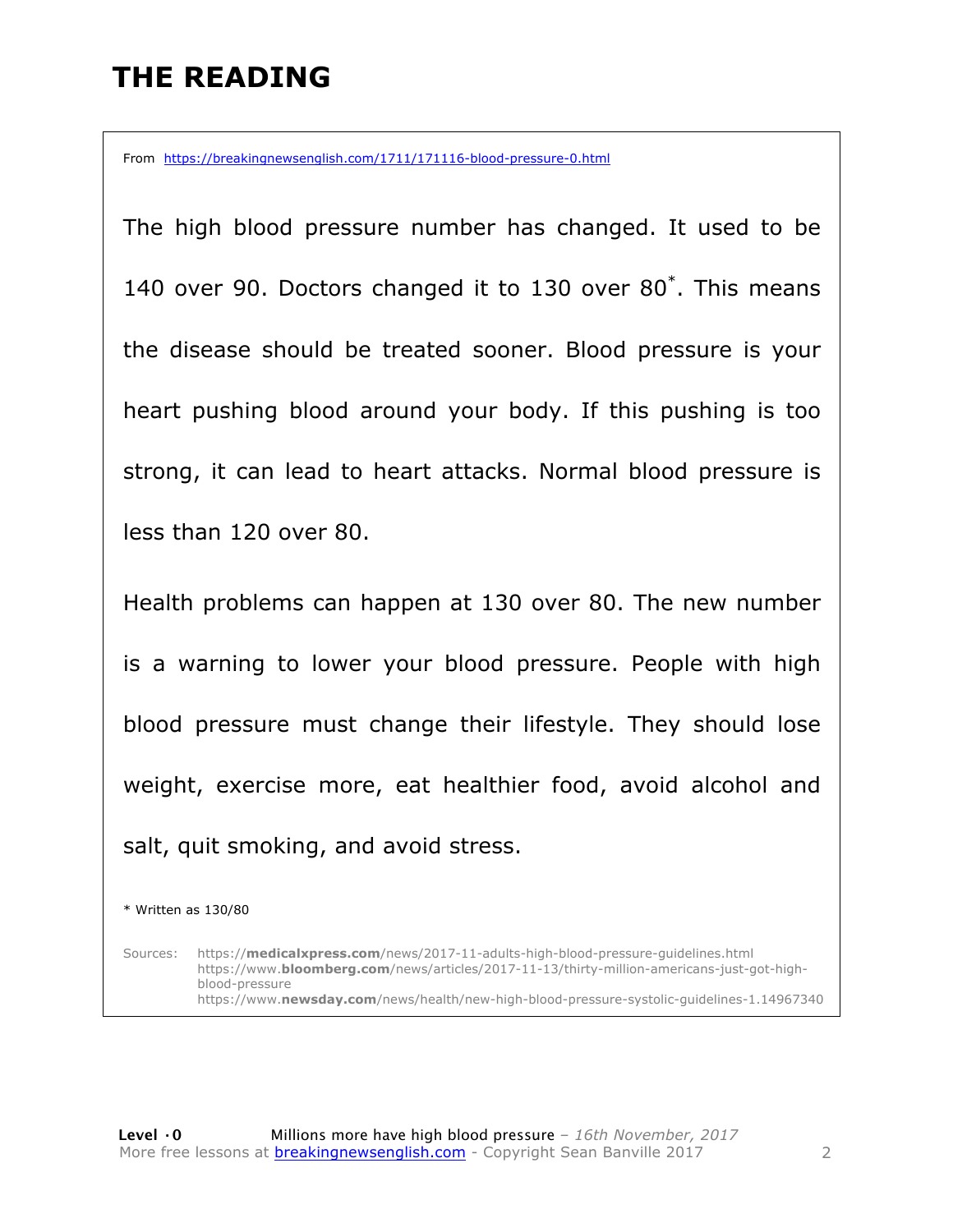# THE READING

From https://breakingnewsenglish.com/1711/171116-blood-pressure-0.html

The high blood pressure number has changed. It used to be 140 over 90. Doctors changed it to 130 over 80*. This means the disease should be treated sooner. Blood pressure is your heart pushing blood around your body. If this pushing is too strong, it can lead to heart attacks. Normal blood pressure is less than 120 over 80.

Health problems can happen at 130 over 80. The new number is a warning to lower your blood pressure. People with high blood pressure must change their lifestyle. They should lose weight, exercise more, eat healthier food, avoid alcohol and salt, quit smoking, and avoid stress.

* Written as 130/80

Sources:
https://**medicalxpress.com**/news/2017-11-adults-high-blood-pressure-guidelines.html
https://www.**bloomberg.com**/news/articles/2017-11-13/thirty-million-americans-just-got-high-blood-pressure
https://www.**newsday.com**/news/health/new-high-blood-pressure-systolic-guidelines-1.14967340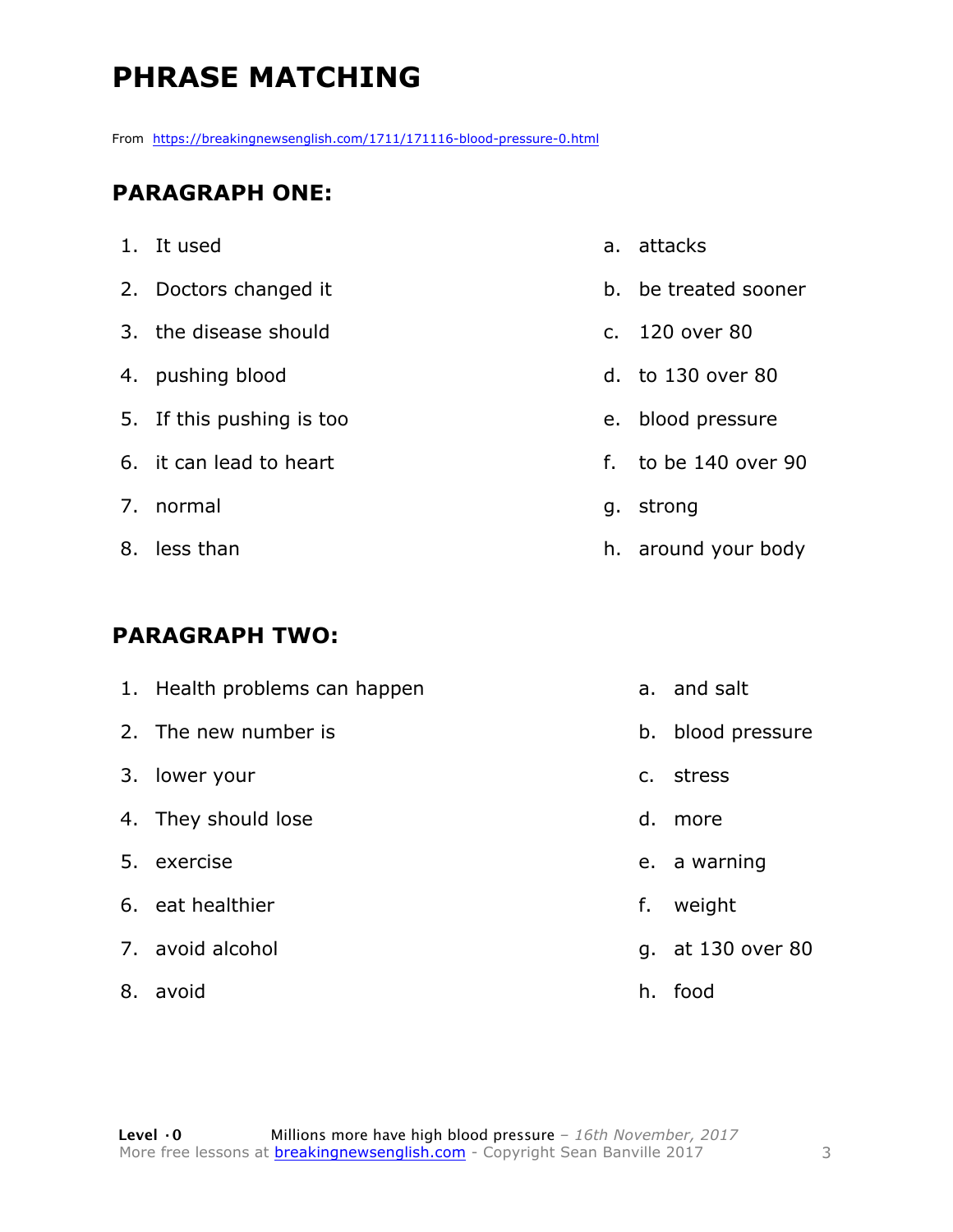# PHRASE MATCHING

From https://breakingnewsenglish.com/1711/171116-blood-pressure-0.html

## PARAGRAPH ONE:

| | |
|---|---|
| 1. It used | a. attacks |
| 2. Doctors changed it | b. be treated sooner |
| 3. the disease should | c. 120 over 80 |
| 4. pushing blood | d. to 130 over 80 |
| 5. If this pushing is too | e. blood pressure |
| 6. it can lead to heart | f. to be 140 over 90 |
| 7. normal | g. strong |
| 8. less than | h. around your body |

## PARAGRAPH TWO:

| | |
|---|---|
| 1. Health problems can happen | a. and salt |
| 2. The new number is | b. blood pressure |
| 3. lower your | c. stress |
| 4. They should lose | d. more |
| 5. exercise | e. a warning |
| 6. eat healthier | f. weight |
| 7. avoid alcohol | g. at 130 over 80 |
| 8. avoid | h. food |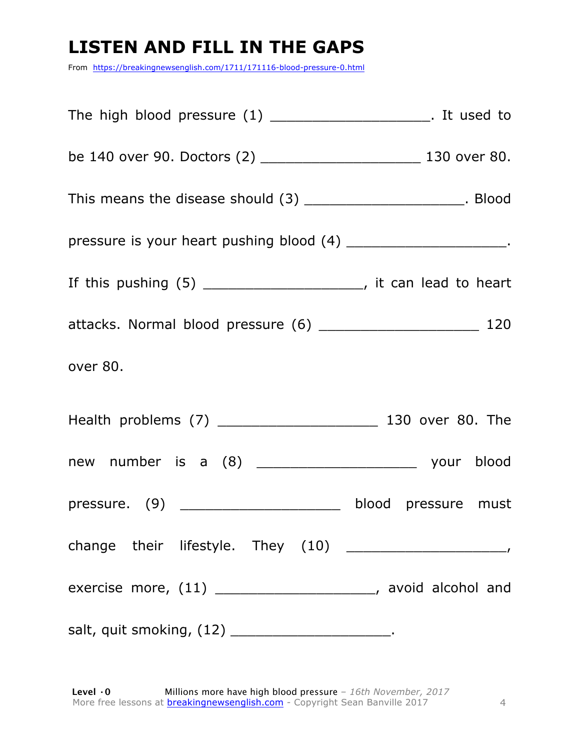# LISTEN AND FILL IN THE GAPS

From https://breakingnewsenglish.com/1711/171116-blood-pressure-0.html

The high blood pressure (1) ___________________. It used to be 140 over 90. Doctors (2) ___________________ 130 over 80. This means the disease should (3) ___________________. Blood pressure is your heart pushing blood (4) ___________________. If this pushing (5) ___________________, it can lead to heart attacks. Normal blood pressure (6) ___________________ 120 over 80.

Health problems (7) ___________________ 130 over 80. The new number is a (8) ___________________ your blood pressure. (9) ___________________ blood pressure must change their lifestyle. They (10) ___________________, exercise more, (11) ___________________, avoid alcohol and salt, quit smoking, (12) ___________________.

**Level · 0** Millions more have high blood pressure – *16th November, 2017*
More free lessons at breakingnewsenglish.com - Copyright Sean Banville 2017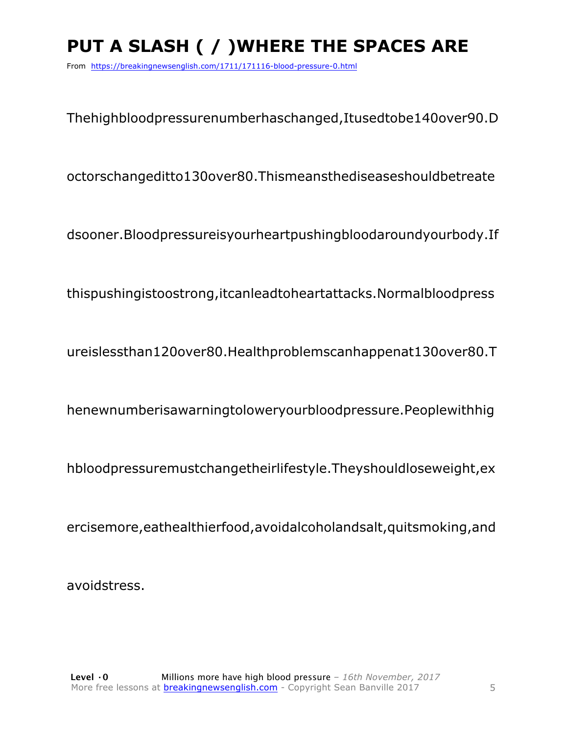# PUT A SLASH ( / )WHERE THE SPACES ARE

From https://breakingnewsenglish.com/1711/171116-blood-pressure-0.html

Thehighbloodpressurenumberhaschanged,Itusedtobe140over90.D

octorschangeditto130over80.Thismeansthediseaseshouldbetreate

dsooner.Bloodpressureisyourheartpushingbloodaroundyourbody.If

thispushingistoostrong,itcanleadtoheartattacks.Normalbloodpress

ureislessthan120over80.Healthproblemscanhappenat130over80.T

henewnumberisawarningtoloweryourbloodpressure.Peoplewithhig

hbloodpressuremustchangetheirlifestyle.Theyshouldloseweight,ex

ercisemore,eathealthierfood,avoidalcoholandsalt,quitsmoking,and

avoidstress.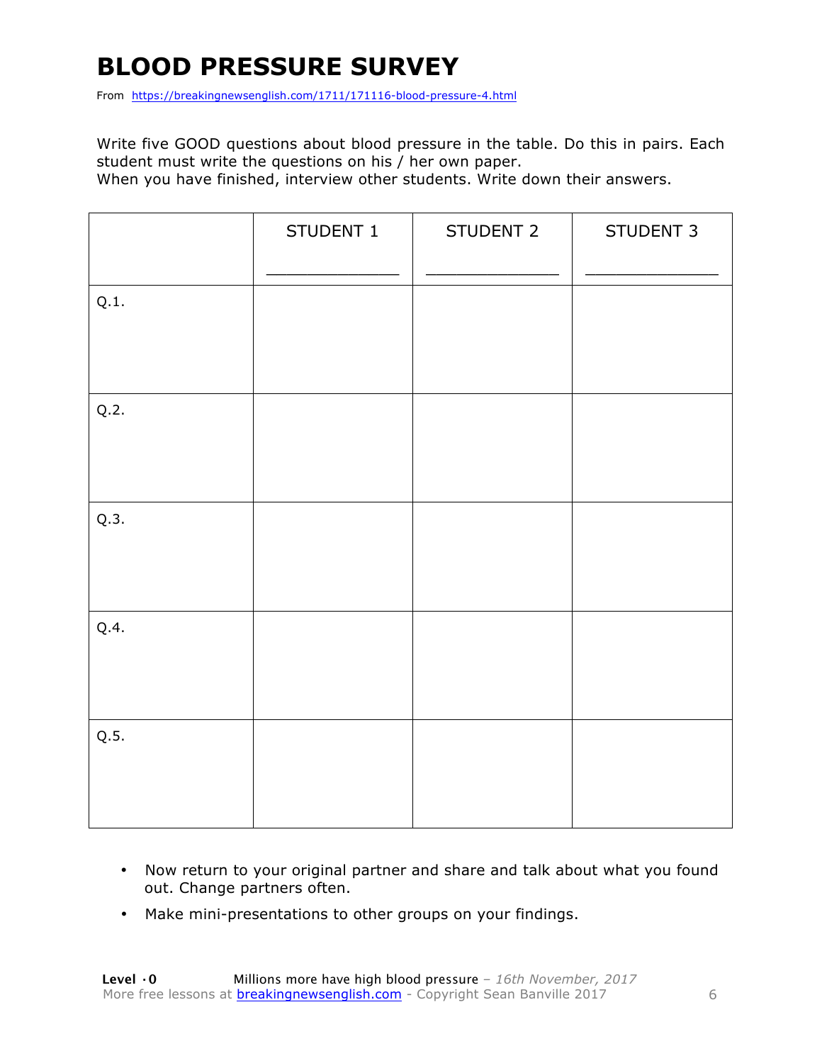# BLOOD PRESSURE SURVEY

From https://breakingnewsenglish.com/1711/171116-blood-pressure-4.html

Write five GOOD questions about blood pressure in the table. Do this in pairs. Each student must write the questions on his / her own paper.
When you have finished, interview other students. Write down their answers.

| | STUDENT 1<br>_____________ | STUDENT 2<br>_____________ | STUDENT 3<br>_____________ |
|---|---|---|---|
| Q.1. | | | |
| Q.2. | | | |
| Q.3. | | | |
| Q.4. | | | |
| Q.5. | | | |

- Now return to your original partner and share and talk about what you found out. Change partners often.
- Make mini-presentations to other groups on your findings.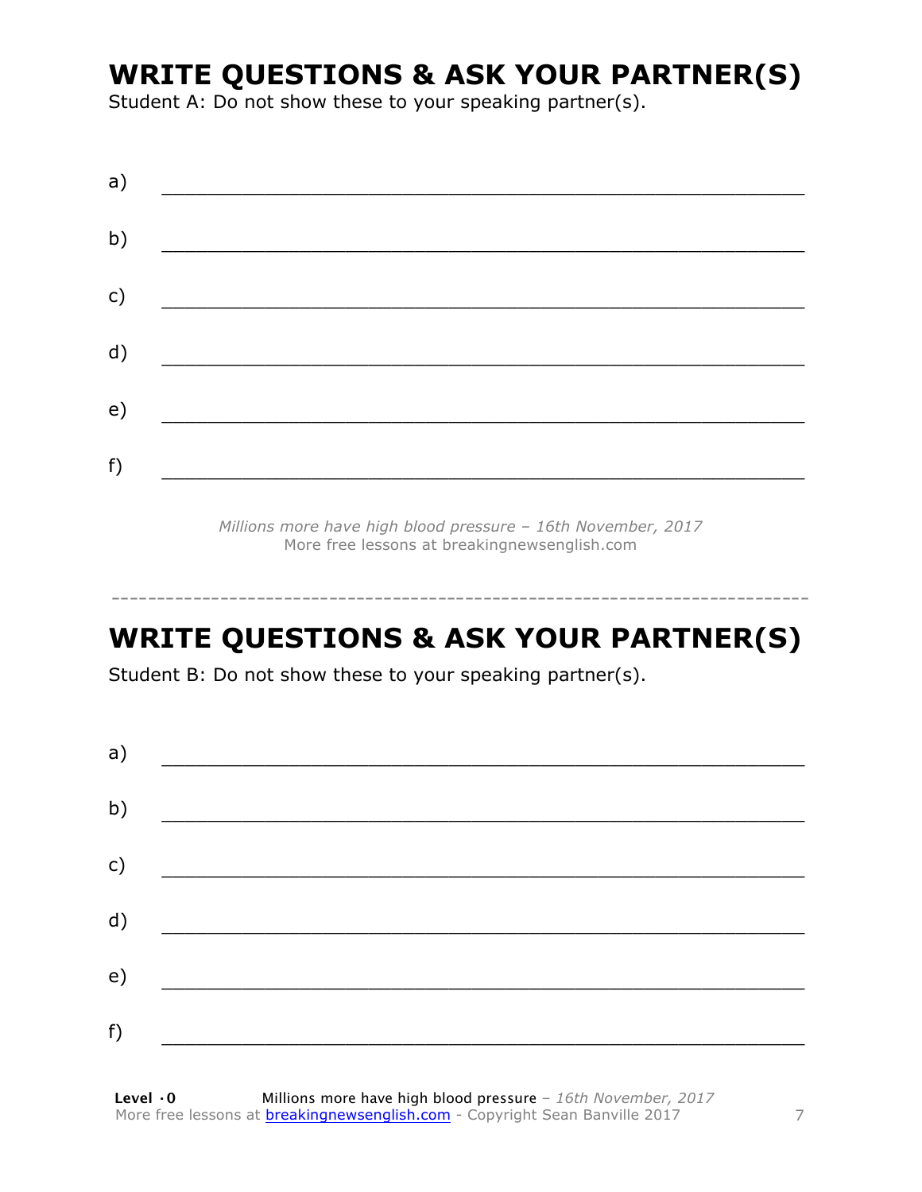## WRITE QUESTIONS & ASK YOUR PARTNER(S)

Student A: Do not show these to your speaking partner(s).

a) ___________________________________________________________

b) ___________________________________________________________

c) ___________________________________________________________

d) ___________________________________________________________

e) ___________________________________________________________

f) ___________________________________________________________

*Millions more have high blood pressure – 16th November, 2017*
More free lessons at breakingnewsenglish.com

---

## WRITE QUESTIONS & ASK YOUR PARTNER(S)

Student B: Do not show these to your speaking partner(s).

a) ___________________________________________________________

b) ___________________________________________________________

c) ___________________________________________________________

d) ___________________________________________________________

e) ___________________________________________________________

f) ___________________________________________________________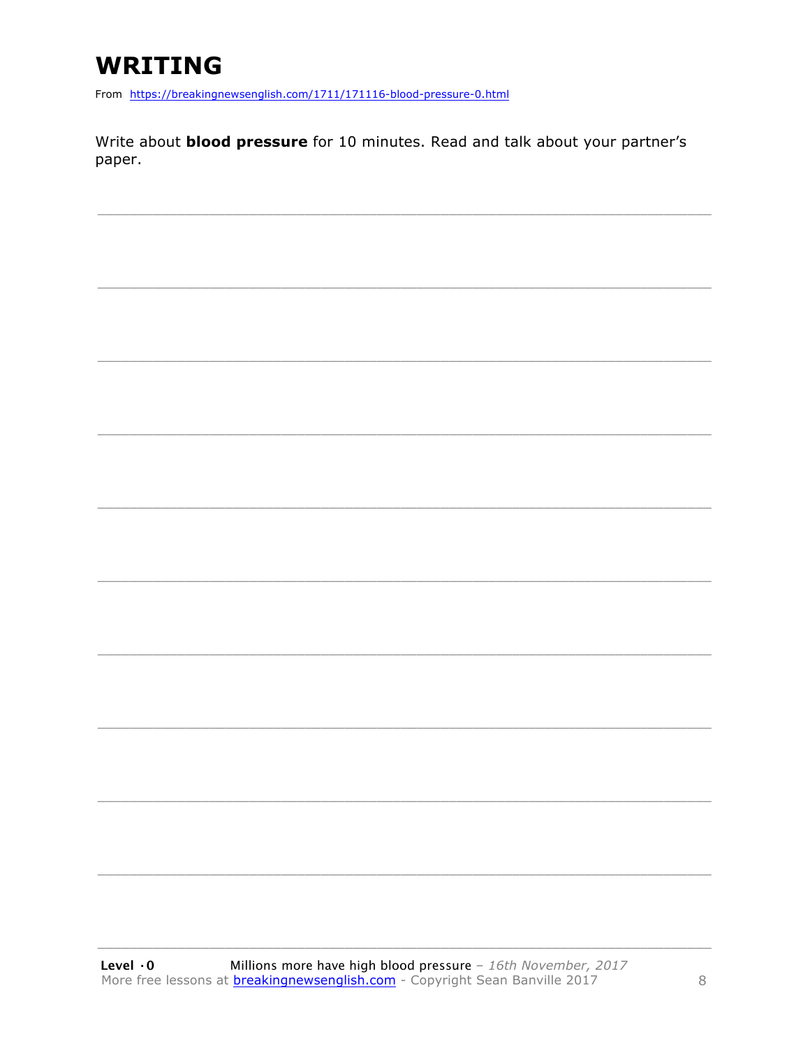# WRITING

From https://breakingnewsenglish.com/1711/171116-blood-pressure-0.html

Write about **blood pressure** for 10 minutes. Read and talk about your partner's paper.

___________________________________________________________________________

___________________________________________________________________________

___________________________________________________________________________

___________________________________________________________________________

___________________________________________________________________________

___________________________________________________________________________

___________________________________________________________________________

___________________________________________________________________________

___________________________________________________________________________

___________________________________________________________________________

___________________________________________________________________________